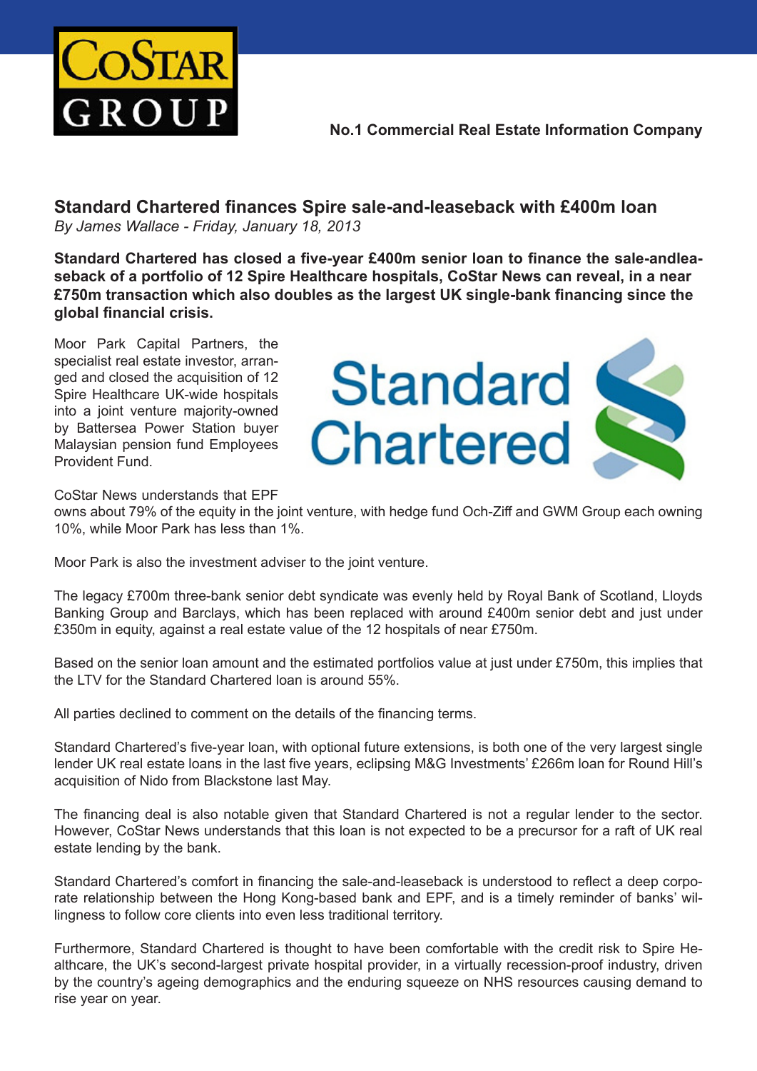# Standard Chartered finances Spire sale-and-leaseback with £400m loan

*By James Wallace - Friday, January 18, 2013*

**Standard Chartered has closed a five-year £400m senior loan to finance the sale-andleaseback of a portfolio of 12 Spire Healthcare hospitals, CoStar News can reveal, in a near £750m transaction which also doubles as the largest UK single-bank financing since the global financial crisis.**

Moor Park Capital Partners, the specialist real estate investor, arranged and closed the acquisition of 12 Spire Healthcare UK-wide hospitals into a joint venture majority-owned by Battersea Power Station buyer Malaysian pension fund Employees Provident Fund.

CoStar News understands that EPF owns about 79% of the equity in the joint venture, with hedge fund Och-Ziff and GWM Group each owning 10%, while Moor Park has less than 1%.

Moor Park is also the investment adviser to the joint venture.

The legacy £700m three-bank senior debt syndicate was evenly held by Royal Bank of Scotland, Lloyds Banking Group and Barclays, which has been replaced with around £400m senior debt and just under £350m in equity, against a real estate value of the 12 hospitals of near £750m.

Based on the senior loan amount and the estimated portfolios value at just under £750m, this implies that the LTV for the Standard Chartered loan is around 55%.

All parties declined to comment on the details of the financing terms.

Standard Chartered's five-year loan, with optional future extensions, is both one of the very largest single lender UK real estate loans in the last five years, eclipsing M&G Investments' £266m loan for Round Hill's acquisition of Nido from Blackstone last May.

The financing deal is also notable given that Standard Chartered is not a regular lender to the sector. However, CoStar News understands that this loan is not expected to be a precursor for a raft of UK real estate lending by the bank.

Standard Chartered's comfort in financing the sale-and-leaseback is understood to reflect a deep corporate relationship between the Hong Kong-based bank and EPF, and is a timely reminder of banks' willingness to follow core clients into even less traditional territory.

Furthermore, Standard Chartered is thought to have been comfortable with the credit risk to Spire Healthcare, the UK's second-largest private hospital provider, in a virtually recession-proof industry, driven by the country's ageing demographics and the enduring squeeze on NHS resources causing demand to rise year on year.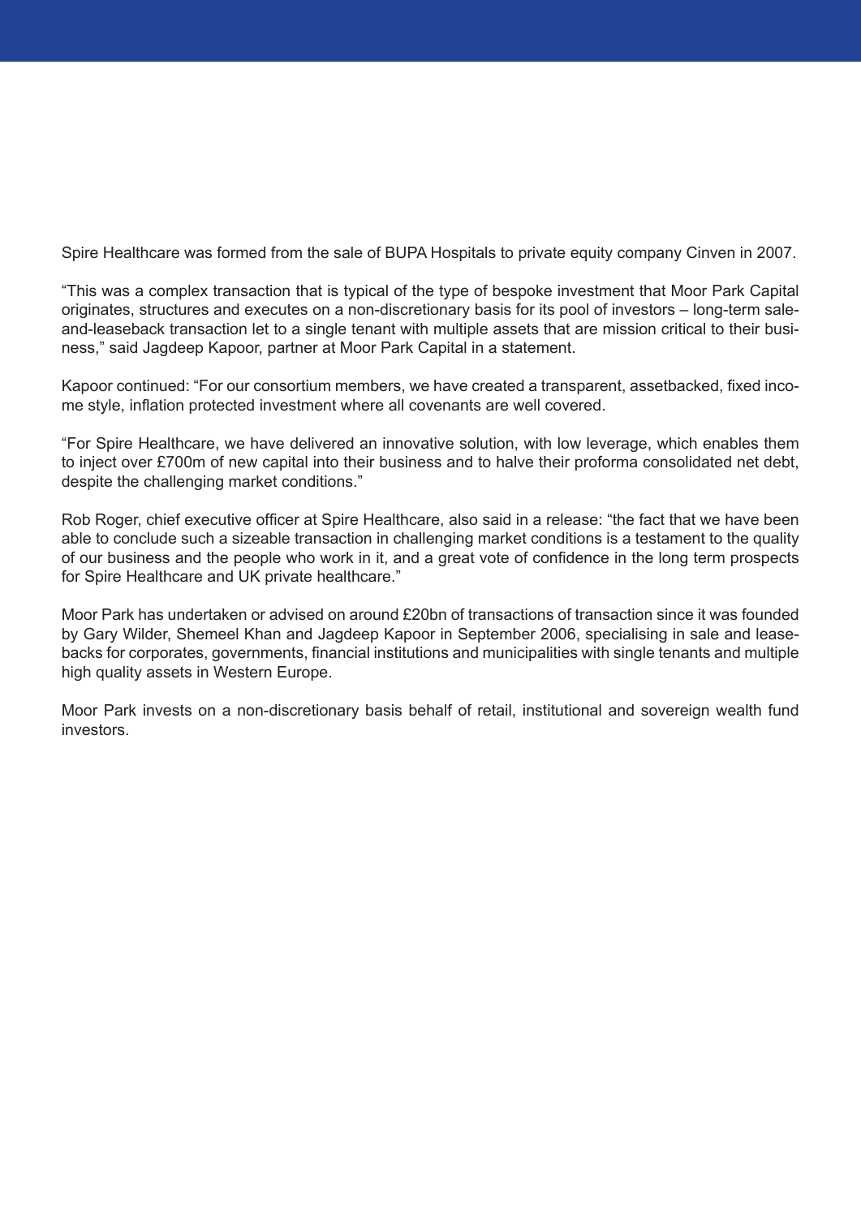Spire Healthcare was formed from the sale of BUPA Hospitals to private equity company Cinven in 2007.

"This was a complex transaction that is typical of the type of bespoke investment that Moor Park Capital originates, structures and executes on a non-discretionary basis for its pool of investors – long-term sale-and-leaseback transaction let to a single tenant with multiple assets that are mission critical to their business," said Jagdeep Kapoor, partner at Moor Park Capital in a statement.

Kapoor continued: "For our consortium members, we have created a transparent, assetbacked, fixed income style, inflation protected investment where all covenants are well covered.

"For Spire Healthcare, we have delivered an innovative solution, with low leverage, which enables them to inject over £700m of new capital into their business and to halve their proforma consolidated net debt, despite the challenging market conditions."

Rob Roger, chief executive officer at Spire Healthcare, also said in a release: "the fact that we have been able to conclude such a sizeable transaction in challenging market conditions is a testament to the quality of our business and the people who work in it, and a great vote of confidence in the long term prospects for Spire Healthcare and UK private healthcare."

Moor Park has undertaken or advised on around £20bn of transactions of transaction since it was founded by Gary Wilder, Shemeel Khan and Jagdeep Kapoor in September 2006, specialising in sale and leasebacks for corporates, governments, financial institutions and municipalities with single tenants and multiple high quality assets in Western Europe.

Moor Park invests on a non-discretionary basis behalf of retail, institutional and sovereign wealth fund investors.